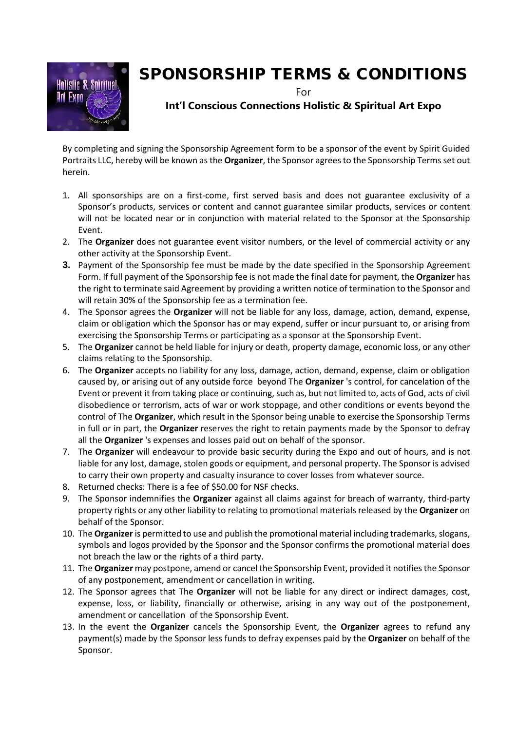# SPONSORSHIP TERMS & CONDITIONS

For

**Int'l Conscious Connections Holistic & Spiritual Art Expo**

By completing and signing the Sponsorship Agreement form to be a sponsor of the event by Spirit Guided Portraits LLC, hereby will be known as the **Organizer**, the Sponsor agrees to the Sponsorship Terms set out herein.

1. All sponsorships are on a first-come, first served basis and does not guarantee exclusivity of a Sponsor's products, services or content and cannot guarantee similar products, services or content will not be located near or in conjunction with material related to the Sponsor at the Sponsorship Event.
2. The **Organizer** does not guarantee event visitor numbers, or the level of commercial activity or any other activity at the Sponsorship Event.
3. Payment of the Sponsorship fee must be made by the date specified in the Sponsorship Agreement Form. If full payment of the Sponsorship fee is not made the final date for payment, the **Organizer** has the right to terminate said Agreement by providing a written notice of termination to the Sponsor and will retain 30% of the Sponsorship fee as a termination fee.
4. The Sponsor agrees the **Organizer** will not be liable for any loss, damage, action, demand, expense, claim or obligation which the Sponsor has or may expend, suffer or incur pursuant to, or arising from exercising the Sponsorship Terms or participating as a sponsor at the Sponsorship Event.
5. The **Organizer** cannot be held liable for injury or death, property damage, economic loss, or any other claims relating to the Sponsorship.
6. The **Organizer** accepts no liability for any loss, damage, action, demand, expense, claim or obligation caused by, or arising out of any outside force beyond The **Organizer** 's control, for cancelation of the Event or prevent it from taking place or continuing, such as, but not limited to, acts of God, acts of civil disobedience or terrorism, acts of war or work stoppage, and other conditions or events beyond the control of The **Organizer**, which result in the Sponsor being unable to exercise the Sponsorship Terms in full or in part, the **Organizer** reserves the right to retain payments made by the Sponsor to defray all the **Organizer** 's expenses and losses paid out on behalf of the sponsor.
7. The **Organizer** will endeavour to provide basic security during the Expo and out of hours, and is not liable for any lost, damage, stolen goods or equipment, and personal property. The Sponsor is advised to carry their own property and casualty insurance to cover losses from whatever source.
8. Returned checks: There is a fee of $50.00 for NSF checks.
9. The Sponsor indemnifies the **Organizer** against all claims against for breach of warranty, third-party property rights or any other liability to relating to promotional materials released by the **Organizer** on behalf of the Sponsor.
10. The **Organizer** is permitted to use and publish the promotional material including trademarks, slogans, symbols and logos provided by the Sponsor and the Sponsor confirms the promotional material does not breach the law or the rights of a third party.
11. The **Organizer** may postpone, amend or cancel the Sponsorship Event, provided it notifies the Sponsor of any postponement, amendment or cancellation in writing.
12. The Sponsor agrees that The **Organizer** will not be liable for any direct or indirect damages, cost, expense, loss, or liability, financially or otherwise, arising in any way out of the postponement, amendment or cancellation of the Sponsorship Event.
13. In the event the **Organizer** cancels the Sponsorship Event, the **Organizer** agrees to refund any payment(s) made by the Sponsor less funds to defray expenses paid by the **Organizer** on behalf of the Sponsor.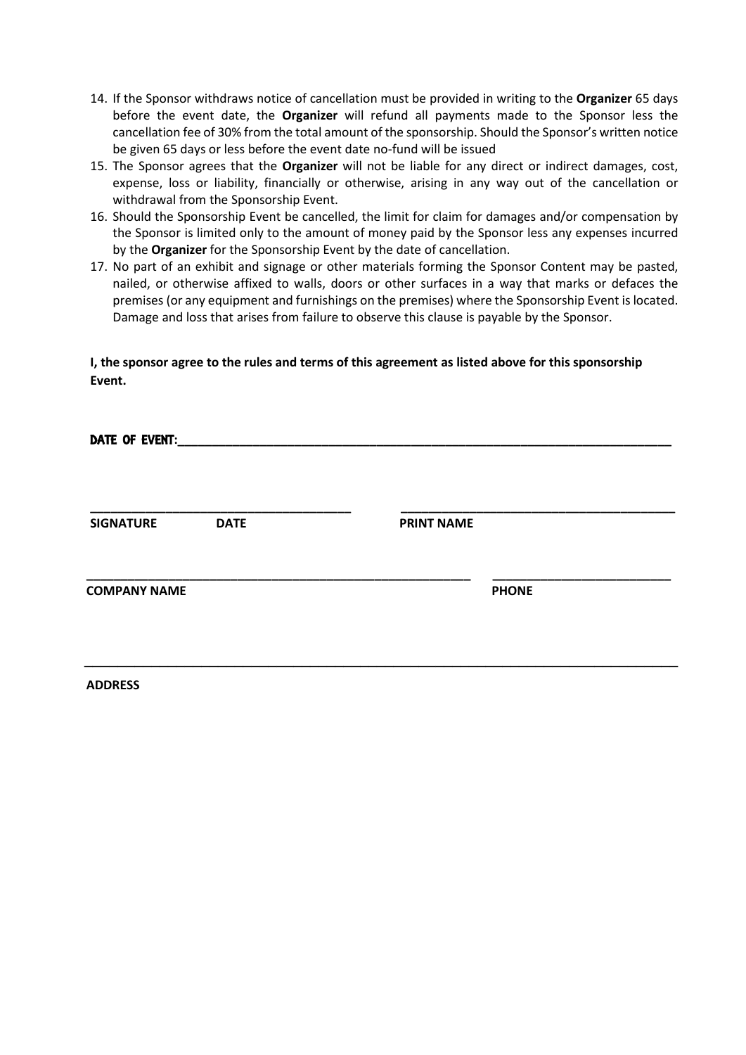14. If the Sponsor withdraws notice of cancellation must be provided in writing to the **Organizer** 65 days before the event date, the **Organizer** will refund all payments made to the Sponsor less the cancellation fee of 30% from the total amount of the sponsorship. Should the Sponsor's written notice be given 65 days or less before the event date no-fund will be issued
15. The Sponsor agrees that the **Organizer** will not be liable for any direct or indirect damages, cost, expense, loss or liability, financially or otherwise, arising in any way out of the cancellation or withdrawal from the Sponsorship Event.
16. Should the Sponsorship Event be cancelled, the limit for claim for damages and/or compensation by the Sponsor is limited only to the amount of money paid by the Sponsor less any expenses incurred by the **Organizer** for the Sponsorship Event by the date of cancellation.
17. No part of an exhibit and signage or other materials forming the Sponsor Content may be pasted, nailed, or otherwise affixed to walls, doors or other surfaces in a way that marks or defaces the premises (or any equipment and furnishings on the premises) where the Sponsorship Event is located. Damage and loss that arises from failure to observe this clause is payable by the Sponsor.

**I, the sponsor agree to the rules and terms of this agreement as listed above for this sponsorship Event.**

**DATE OF EVENT:**___________________________________________________________________________

______________________________________ ________________________________________

**SIGNATURE** **DATE** **PRINT NAME**

________________________________________________________ __________________________

**COMPANY NAME** **PHONE**

_____________________________________________________________________________________

**ADDRESS**